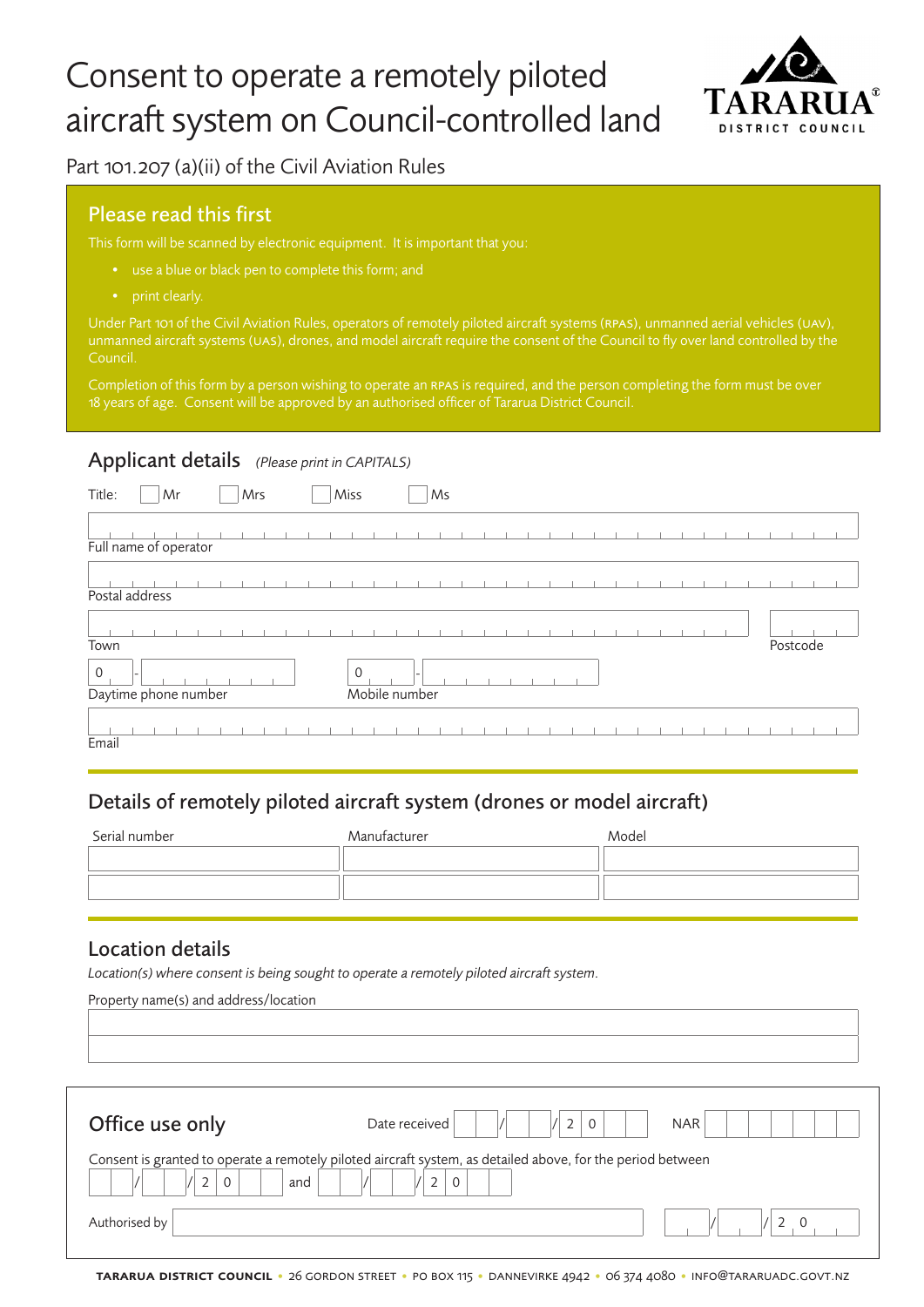# Consent to operate a remotely piloted aircraft system on Council-controlled land

TARARUA DISTRICT COUNCIL

Part 101.207 (a)(ii) of the Civil Aviation Rules

## Please read this first

This form will be scanned by electronic equipment. It is important that you:

- use a blue or black pen to complete this form; and
- print clearly.

Under Part 101 of the Civil Aviation Rules, operators of remotely piloted aircraft systems (RPAS), unmanned aerial vehicles (UAV), unmanned aircraft systems (UAS), drones, and model aircraft require the consent of the Council to fly over land controlled by the Council.

Completion of this form by a person wishing to operate an RPAS is required, and the person completing the form must be over 18 years of age. Consent will be approved by an authorised officer of Tararua District Council.

## Applicant details *(Please print in CAPITALS)*

Title: ☐ Mr ☐ Mrs ☐ Miss ☐ Ms

Full name of operator

Postal address

Town

Postcode

Daytime phone number 0 -

Mobile number 0 -

Email

## Details of remotely piloted aircraft system (drones or model aircraft)

| Serial number | Manufacturer | Model |
|---|---|---|
| | | |
| | | |

## Location details

*Location(s) where consent is being sought to operate a remotely piloted aircraft system.*

Property name(s) and address/location

## Office use only

Date received / / 2 0

NAR

Consent is granted to operate a remotely piloted aircraft system, as detailed above, for the period between / / 2 0 and / / 2 0

Authorised by / / 2 0

**TARARUA DISTRICT COUNCIL** • 26 GORDON STREET • PO BOX 115 • DANNEVIRKE 4942 • 06 374 4080 • INFO@TARARUADC.GOVT.NZ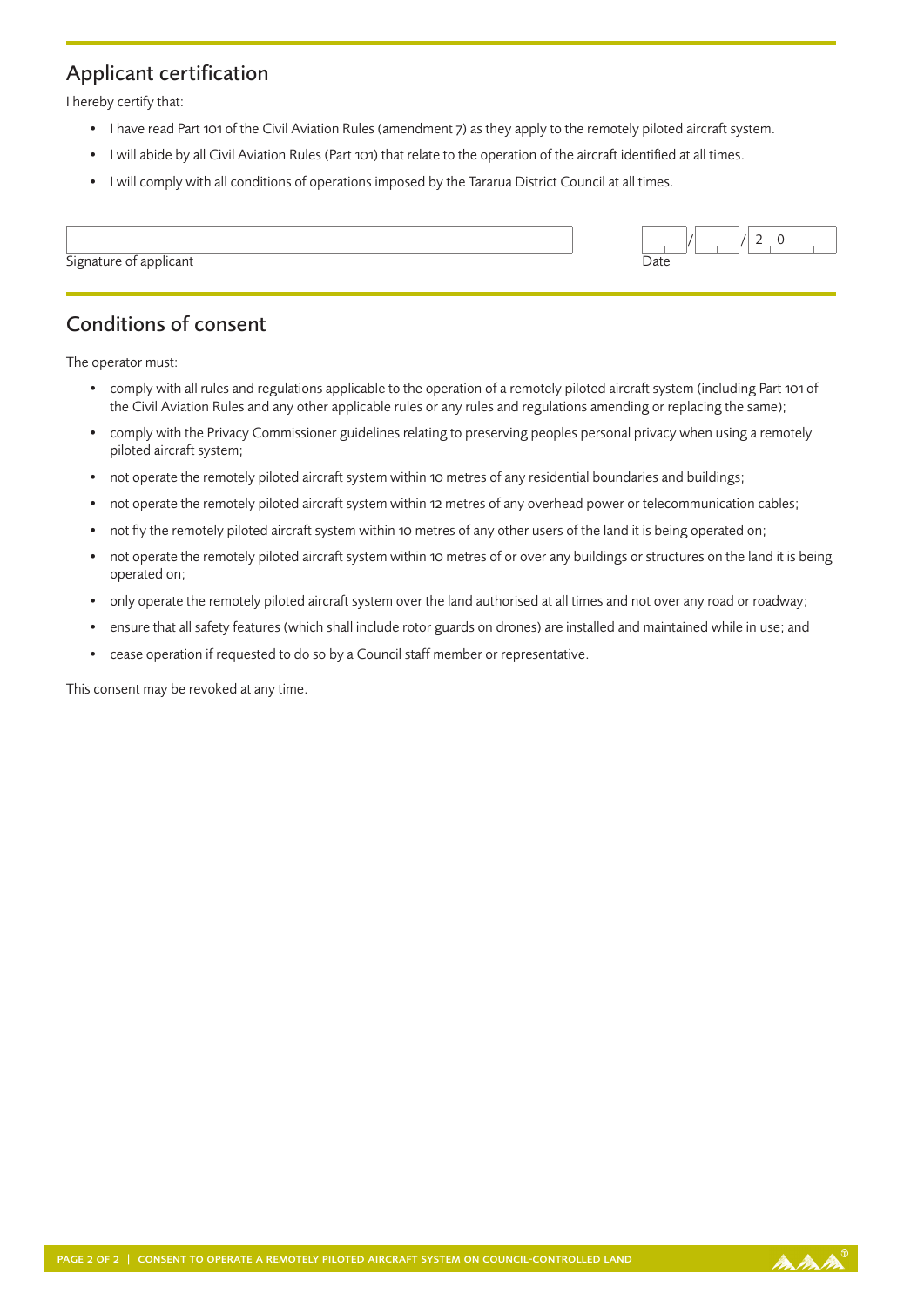## Applicant certification

I hereby certify that:

- I have read Part 101 of the Civil Aviation Rules (amendment 7) as they apply to the remotely piloted aircraft system.
- I will abide by all Civil Aviation Rules (Part 101) that relate to the operation of the aircraft identified at all times.
- I will comply with all conditions of operations imposed by the Tararua District Council at all times.

Signature of applicant

Date ___ / ___ / 2 0 ___

## Conditions of consent

The operator must:

- comply with all rules and regulations applicable to the operation of a remotely piloted aircraft system (including Part 101 of the Civil Aviation Rules and any other applicable rules or any rules and regulations amending or replacing the same);
- comply with the Privacy Commissioner guidelines relating to preserving peoples personal privacy when using a remotely piloted aircraft system;
- not operate the remotely piloted aircraft system within 10 metres of any residential boundaries and buildings;
- not operate the remotely piloted aircraft system within 12 metres of any overhead power or telecommunication cables;
- not fly the remotely piloted aircraft system within 10 metres of any other users of the land it is being operated on;
- not operate the remotely piloted aircraft system within 10 metres of or over any buildings or structures on the land it is being operated on;
- only operate the remotely piloted aircraft system over the land authorised at all times and not over any road or roadway;
- ensure that all safety features (which shall include rotor guards on drones) are installed and maintained while in use; and
- cease operation if requested to do so by a Council staff member or representative.

This consent may be revoked at any time.